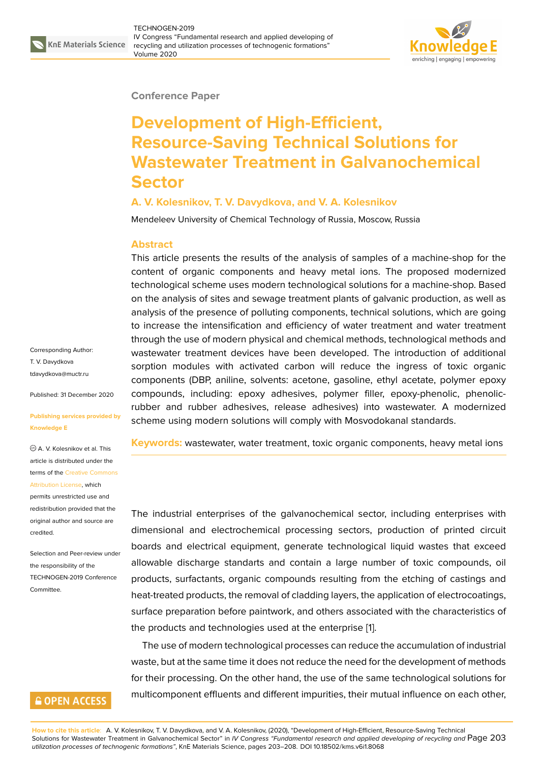Conference Paper

# Development of High-Efficient, Resource-Saving Technical Solutions for Wastewater Treatment in Galvanochemical Sector

**A. V. Kolesnikov, T. V. Davydkova, and V. A. Kolesnikov**

Mendeleev University of Chemical Technology of Russia, Moscow, Russia

## Abstract

This article presents the results of the analysis of samples of a machine-shop for the content of organic components and heavy metal ions. The proposed modernized technological scheme uses modern technological solutions for a machine-shop. Based on the analysis of sites and sewage treatment plants of galvanic production, as well as analysis of the presence of polluting components, technical solutions, which are going to increase the intensification and efficiency of water treatment and water treatment through the use of modern physical and chemical methods, technological methods and wastewater treatment devices have been developed. The introduction of additional sorption modules with activated carbon will reduce the ingress of toxic organic components (DBP, aniline, solvents: acetone, gasoline, ethyl acetate, polymer epoxy compounds, including: epoxy adhesives, polymer filler, epoxy-phenolic, phenolic-rubber and rubber adhesives, release adhesives) into wastewater. A modernized scheme using modern solutions will comply with Mosvodokanal standards.

**Keywords:** wastewater, water treatment, toxic organic components, heavy metal ions

Corresponding Author:
T. V. Davydkova
tdavydkova@muctr.ru

Published: 31 December 2020

**Publishing services provided by Knowledge E**

© A. V. Kolesnikov et al. This article is distributed under the terms of the Creative Commons Attribution License, which permits unrestricted use and redistribution provided that the original author and source are credited.

Selection and Peer-review under the responsibility of the TECHNOGEN-2019 Conference Committee.

The industrial enterprises of the galvanochemical sector, including enterprises with dimensional and electrochemical processing sectors, production of printed circuit boards and electrical equipment, generate technological liquid wastes that exceed allowable discharge standards and contain a large number of toxic compounds, oil products, surfactants, organic compounds resulting from the etching of castings and heat-treated products, the removal of cladding layers, the application of electrocoatings, surface preparation before paintwork, and others associated with the characteristics of the products and technologies used at the enterprise [1].

The use of modern technological processes can reduce the accumulation of industrial waste, but at the same time it does not reduce the need for the development of methods for their processing. On the other hand, the use of the same technological solutions for multicomponent effluents and different impurities, their mutual influence on each other,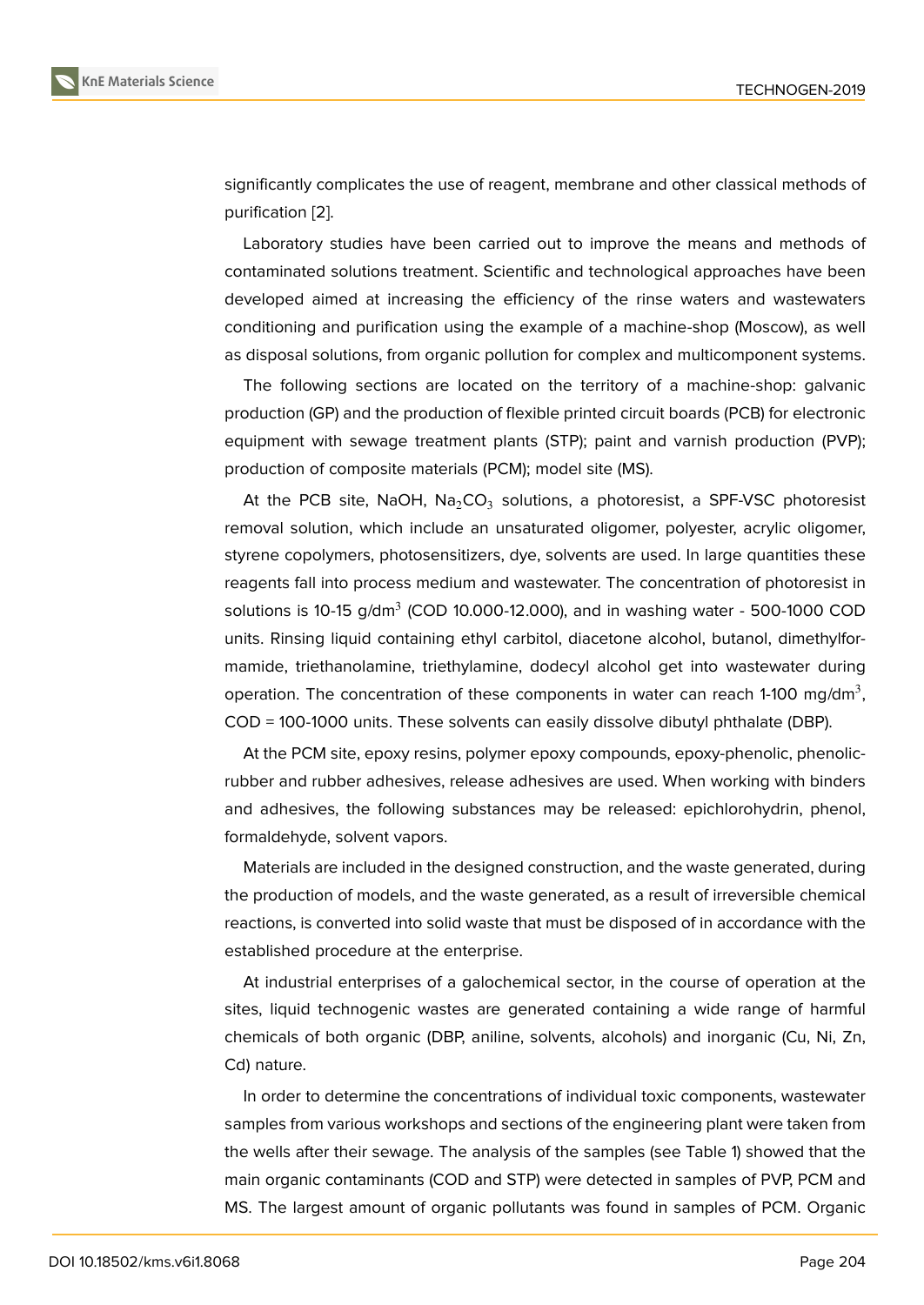significantly complicates the use of reagent, membrane and other classical methods of purification [2].

Laboratory studies have been carried out to improve the means and methods of contaminated solutions treatment. Scientific and technological approaches have been developed aimed at increasing the efficiency of the rinse waters and wastewaters conditioning and purification using the example of a machine-shop (Moscow), as well as disposal solutions, from organic pollution for complex and multicomponent systems.

The following sections are located on the territory of a machine-shop: galvanic production (GP) and the production of flexible printed circuit boards (PCB) for electronic equipment with sewage treatment plants (STP); paint and varnish production (PVP); production of composite materials (PCM); model site (MS).

At the PCB site, NaOH, $Na_2CO_3$ solutions, a photoresist, a SPF-VSC photoresist removal solution, which include an unsaturated oligomer, polyester, acrylic oligomer, styrene copolymers, photosensitizers, dye, solvents are used. In large quantities these reagents fall into process medium and wastewater. The concentration of photoresist in solutions is 10-15 g/dm$^3$ (COD 10.000-12.000), and in washing water - 500-1000 COD units. Rinsing liquid containing ethyl carbitol, diacetone alcohol, butanol, dimethylformamide, triethanolamine, triethylamine, dodecyl alcohol get into wastewater during operation. The concentration of these components in water can reach 1-100 mg/dm$^3$, COD = 100-1000 units. These solvents can easily dissolve dibutyl phthalate (DBP).

At the PCM site, epoxy resins, polymer epoxy compounds, epoxy-phenolic, phenolic-rubber and rubber adhesives, release adhesives are used. When working with binders and adhesives, the following substances may be released: epichlorohydrin, phenol, formaldehyde, solvent vapors.

Materials are included in the designed construction, and the waste generated, during the production of models, and the waste generated, as a result of irreversible chemical reactions, is converted into solid waste that must be disposed of in accordance with the established procedure at the enterprise.

At industrial enterprises of a galochemical sector, in the course of operation at the sites, liquid technogenic wastes are generated containing a wide range of harmful chemicals of both organic (DBP, aniline, solvents, alcohols) and inorganic (Cu, Ni, Zn, Cd) nature.

In order to determine the concentrations of individual toxic components, wastewater samples from various workshops and sections of the engineering plant were taken from the wells after their sewage. The analysis of the samples (see Table 1) showed that the main organic contaminants (COD and STP) were detected in samples of PVP, PCM and MS. The largest amount of organic pollutants was found in samples of PCM. Organic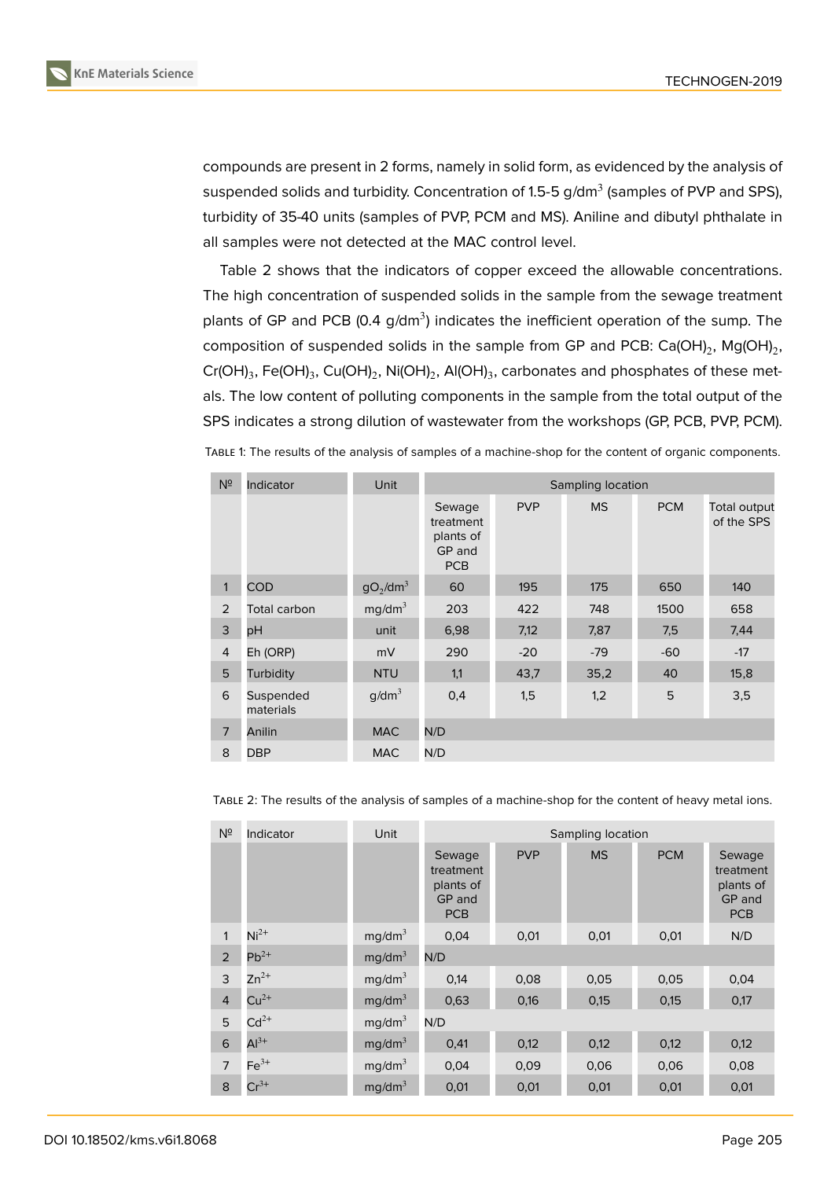compounds are present in 2 forms, namely in solid form, as evidenced by the analysis of suspended solids and turbidity. Concentration of 1.5-5 g/dm$^3$ (samples of PVP and SPS), turbidity of 35-40 units (samples of PVP, PCM and MS). Aniline and dibutyl phthalate in all samples were not detected at the MAC control level.

Table 2 shows that the indicators of copper exceed the allowable concentrations. The high concentration of suspended solids in the sample from the sewage treatment plants of GP and PCB (0.4 g/dm$^3$) indicates the inefficient operation of the sump. The composition of suspended solids in the sample from GP and PCB: $Ca(OH)_2$, $Mg(OH)_2$, $Cr(OH)_3$, $Fe(OH)_3$, $Cu(OH)_2$, $Ni(OH)_2$, $Al(OH)_3$, carbonates and phosphates of these metals. The low content of polluting components in the sample from the total output of the SPS indicates a strong dilution of wastewater from the workshops (GP, PCB, PVP, PCM).

Table 1: The results of the analysis of samples of a machine-shop for the content of organic components.

| № | Indicator | Unit | Sampling location | | | | |
|---|---|---|---|---|---|---|---|
| | | | Sewage treatment plants of GP and PCB | PVP | MS | PCM | Total output of the SPS |
| 1 | COD | $gO_2/dm^3$ | 60 | 195 | 175 | 650 | 140 |
| 2 | Total carbon | mg/dm$^3$ | 203 | 422 | 748 | 1500 | 658 |
| 3 | pH | unit | 6,98 | 7,12 | 7,87 | 7,5 | 7,44 |
| 4 | Eh (ORP) | mV | 290 | -20 | -79 | -60 | -17 |
| 5 | Turbidity | NTU | 1,1 | 43,7 | 35,2 | 40 | 15,8 |
| 6 | Suspended materials | g/dm$^3$ | 0,4 | 1,5 | 1,2 | 5 | 3,5 |
| 7 | Anilin | MAC | N/D | | | | |
| 8 | DBP | MAC | N/D | | | | |

Table 2: The results of the analysis of samples of a machine-shop for the content of heavy metal ions.

| № | Indicator | Unit | Sampling location | | | | |
|---|---|---|---|---|---|---|---|
| | | | Sewage treatment plants of GP and PCB | PVP | MS | PCM | Sewage treatment plants of GP and PCB |
| 1 | $Ni^{2+}$ | mg/dm$^3$ | 0,04 | 0,01 | 0,01 | 0,01 | N/D |
| 2 | $Pb^{2+}$ | mg/dm$^3$ | N/D | | | | |
| 3 | $Zn^{2+}$ | mg/dm$^3$ | 0,14 | 0,08 | 0,05 | 0,05 | 0,04 |
| 4 | $Cu^{2+}$ | mg/dm$^3$ | 0,63 | 0,16 | 0,15 | 0,15 | 0,17 |
| 5 | $Cd^{2+}$ | mg/dm$^3$ | N/D | | | | |
| 6 | $Al^{3+}$ | mg/dm$^3$ | 0,41 | 0,12 | 0,12 | 0,12 | 0,12 |
| 7 | $Fe^{3+}$ | mg/dm$^3$ | 0,04 | 0,09 | 0,06 | 0,06 | 0,08 |
| 8 | $Cr^{3+}$ | mg/dm$^3$ | 0,01 | 0,01 | 0,01 | 0,01 | 0,01 |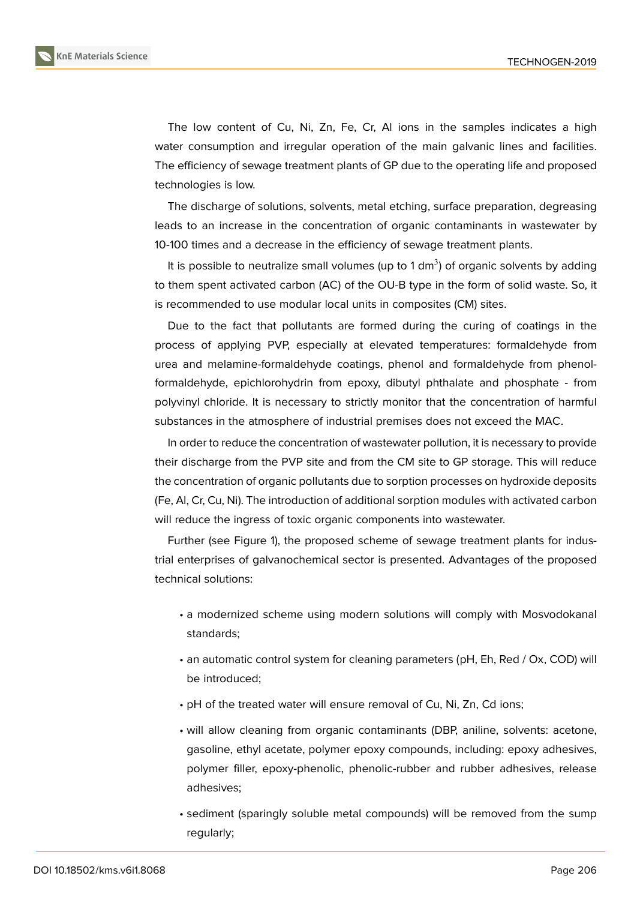The low content of Cu, Ni, Zn, Fe, Cr, Al ions in the samples indicates a high water consumption and irregular operation of the main galvanic lines and facilities. The efficiency of sewage treatment plants of GP due to the operating life and proposed technologies is low.

The discharge of solutions, solvents, metal etching, surface preparation, degreasing leads to an increase in the concentration of organic contaminants in wastewater by 10-100 times and a decrease in the efficiency of sewage treatment plants.

It is possible to neutralize small volumes (up to 1 $dm^3$) of organic solvents by adding to them spent activated carbon (AC) of the OU-B type in the form of solid waste. So, it is recommended to use modular local units in composites (CM) sites.

Due to the fact that pollutants are formed during the curing of coatings in the process of applying PVP, especially at elevated temperatures: formaldehyde from urea and melamine-formaldehyde coatings, phenol and formaldehyde from phenol-formaldehyde, epichlorohydrin from epoxy, dibutyl phthalate and phosphate - from polyvinyl chloride. It is necessary to strictly monitor that the concentration of harmful substances in the atmosphere of industrial premises does not exceed the MAC.

In order to reduce the concentration of wastewater pollution, it is necessary to provide their discharge from the PVP site and from the CM site to GP storage. This will reduce the concentration of organic pollutants due to sorption processes on hydroxide deposits (Fe, Al, Cr, Cu, Ni). The introduction of additional sorption modules with activated carbon will reduce the ingress of toxic organic components into wastewater.

Further (see Figure 1), the proposed scheme of sewage treatment plants for industrial enterprises of galvanochemical sector is presented. Advantages of the proposed technical solutions:

- a modernized scheme using modern solutions will comply with Mosvodokanal standards;
- an automatic control system for cleaning parameters (pH, Eh, Red / Ox, COD) will be introduced;
- pH of the treated water will ensure removal of Cu, Ni, Zn, Cd ions;
- will allow cleaning from organic contaminants (DBP, aniline, solvents: acetone, gasoline, ethyl acetate, polymer epoxy compounds, including: epoxy adhesives, polymer filler, epoxy-phenolic, phenolic-rubber and rubber adhesives, release adhesives;
- sediment (sparingly soluble metal compounds) will be removed from the sump regularly;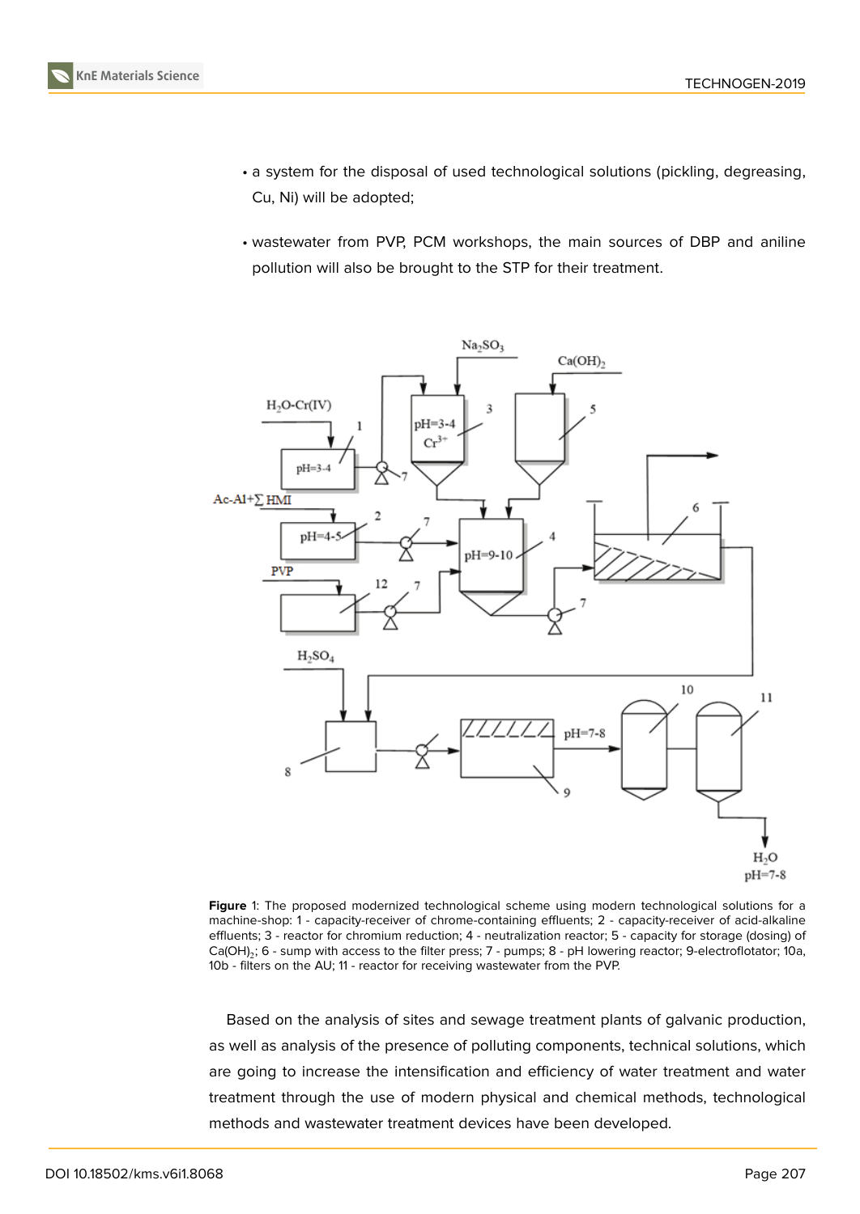- a system for the disposal of used technological solutions (pickling, degreasing, Cu, Ni) will be adopted;
- wastewater from PVP, PCM workshops, the main sources of DBP and aniline pollution will also be brought to the STP for their treatment.

**Figure** 1: The proposed modernized technological scheme using modern technological solutions for a machine-shop: 1 - capacity-receiver of chrome-containing effluents; 2 - capacity-receiver of acid-alkaline effluents; 3 - reactor for chromium reduction; 4 - neutralization reactor; 5 - capacity for storage (dosing) of $Ca(OH)_2$; 6 - sump with access to the filter press; 7 - pumps; 8 - pH lowering reactor; 9-electroflotator; 10a, 10b - filters on the AU; 11 - reactor for receiving wastewater from the PVP.

Based on the analysis of sites and sewage treatment plants of galvanic production, as well as analysis of the presence of polluting components, technical solutions, which are going to increase the intensification and efficiency of water treatment and water treatment through the use of modern physical and chemical methods, technological methods and wastewater treatment devices have been developed.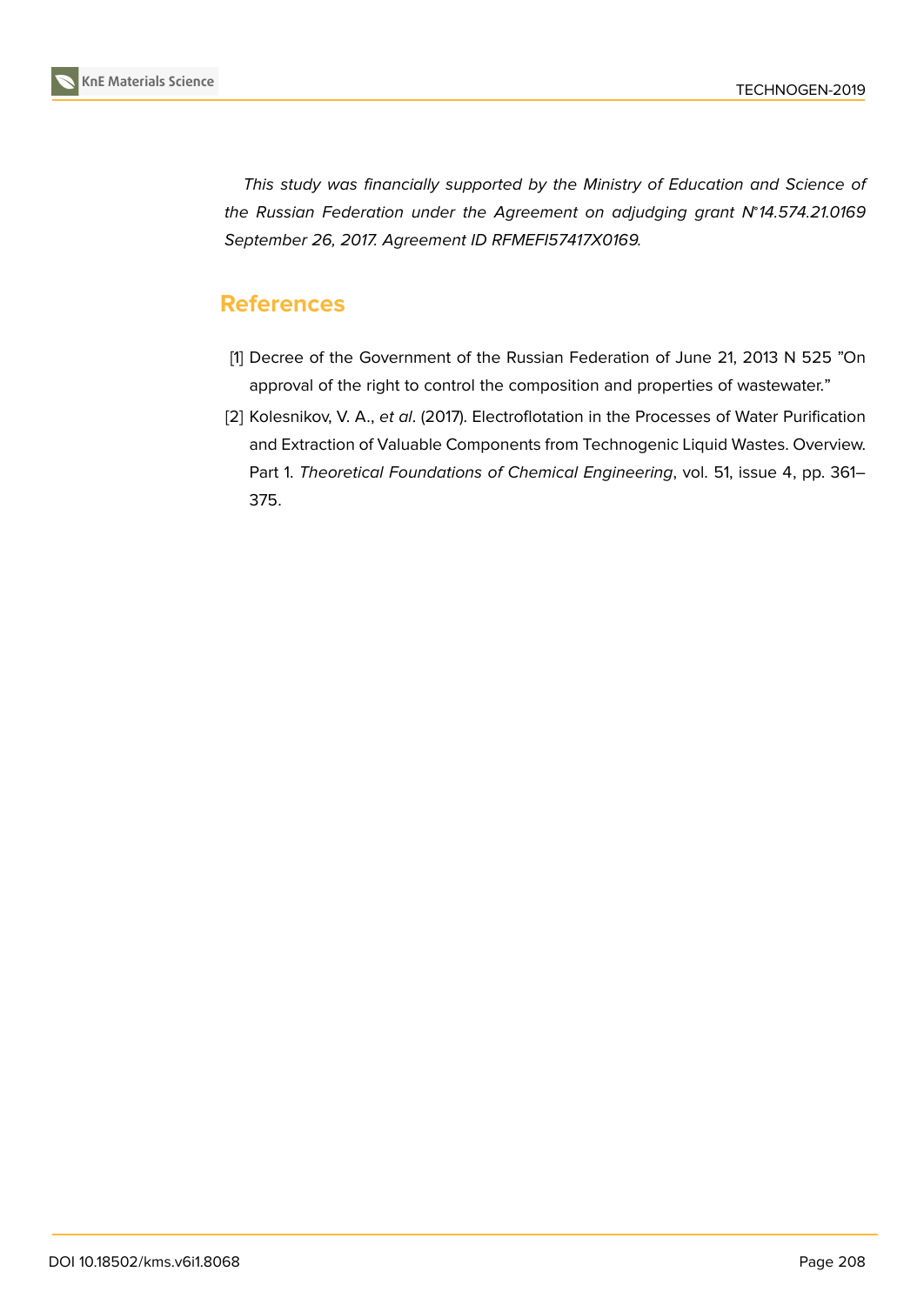*This study was financially supported by the Ministry of Education and Science of the Russian Federation under the Agreement on adjudging grant N°14.574.21.0169 September 26, 2017. Agreement ID RFMEFI57417X0169.*

## References

[1] Decree of the Government of the Russian Federation of June 21, 2013 N 525 "On approval of the right to control the composition and properties of wastewater."

[2] Kolesnikov, V. A., *et al*. (2017). Electroflotation in the Processes of Water Purification and Extraction of Valuable Components from Technogenic Liquid Wastes. Overview. Part 1. *Theoretical Foundations of Chemical Engineering*, vol. 51, issue 4, pp. 361–375.